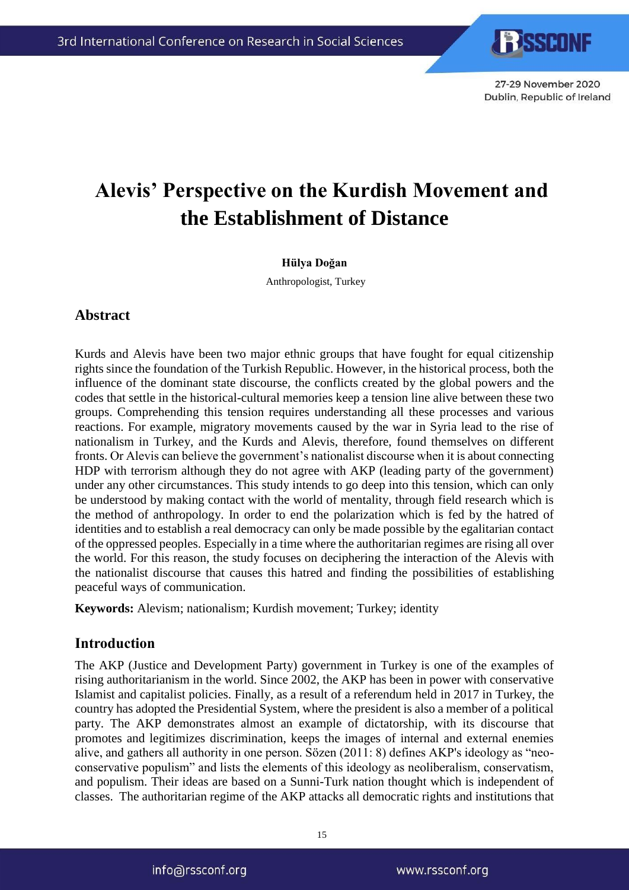# Alevis' Perspective on the Kurdish Movement and the Establishment of Distance

**Hülya Doğan**

Anthropologist, Turkey

## Abstract

Kurds and Alevis have been two major ethnic groups that have fought for equal citizenship rights since the foundation of the Turkish Republic. However, in the historical process, both the influence of the dominant state discourse, the conflicts created by the global powers and the codes that settle in the historical-cultural memories keep a tension line alive between these two groups. Comprehending this tension requires understanding all these processes and various reactions. For example, migratory movements caused by the war in Syria lead to the rise of nationalism in Turkey, and the Kurds and Alevis, therefore, found themselves on different fronts. Or Alevis can believe the government's nationalist discourse when it is about connecting HDP with terrorism although they do not agree with AKP (leading party of the government) under any other circumstances. This study intends to go deep into this tension, which can only be understood by making contact with the world of mentality, through field research which is the method of anthropology. In order to end the polarization which is fed by the hatred of identities and to establish a real democracy can only be made possible by the egalitarian contact of the oppressed peoples. Especially in a time where the authoritarian regimes are rising all over the world. For this reason, the study focuses on deciphering the interaction of the Alevis with the nationalist discourse that causes this hatred and finding the possibilities of establishing peaceful ways of communication.

**Keywords:** Alevism; nationalism; Kurdish movement; Turkey; identity

## Introduction

The AKP (Justice and Development Party) government in Turkey is one of the examples of rising authoritarianism in the world. Since 2002, the AKP has been in power with conservative Islamist and capitalist policies. Finally, as a result of a referendum held in 2017 in Turkey, the country has adopted the Presidential System, where the president is also a member of a political party. The AKP demonstrates almost an example of dictatorship, with its discourse that promotes and legitimizes discrimination, keeps the images of internal and external enemies alive, and gathers all authority in one person. Sözen (2011: 8) defines AKP's ideology as "neo-conservative populism" and lists the elements of this ideology as neoliberalism, conservatism, and populism. Their ideas are based on a Sunni-Turk nation thought which is independent of classes. The authoritarian regime of the AKP attacks all democratic rights and institutions that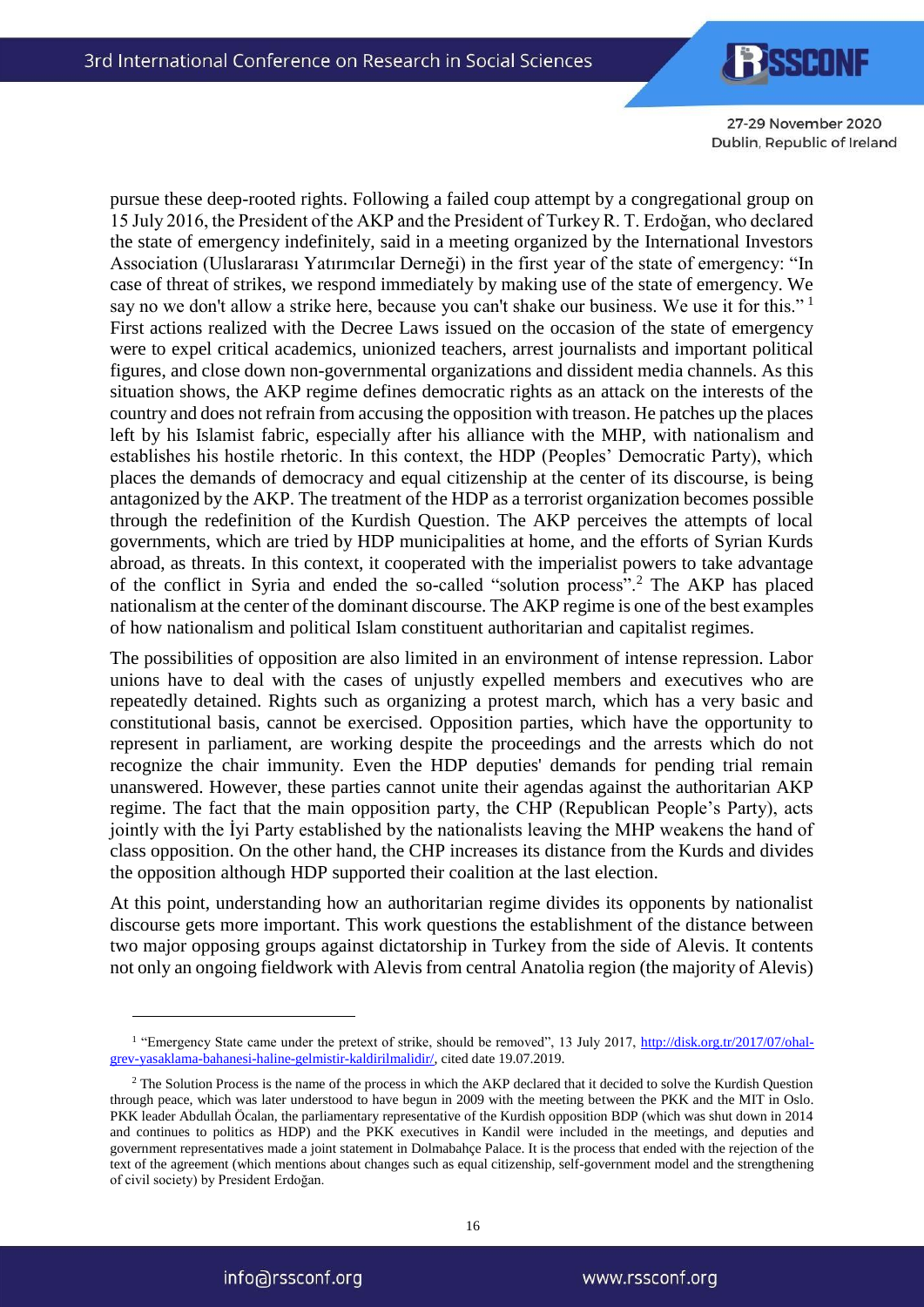pursue these deep-rooted rights. Following a failed coup attempt by a congregational group on 15 July 2016, the President of the AKP and the President of Turkey R. T. Erdoğan, who declared the state of emergency indefinitely, said in a meeting organized by the International Investors Association (Uluslararası Yatırımcılar Derneği) in the first year of the state of emergency: "In case of threat of strikes, we respond immediately by making use of the state of emergency. We say no we don't allow a strike here, because you can't shake our business. We use it for this." [1] First actions realized with the Decree Laws issued on the occasion of the state of emergency were to expel critical academics, unionized teachers, arrest journalists and important political figures, and close down non-governmental organizations and dissident media channels. As this situation shows, the AKP regime defines democratic rights as an attack on the interests of the country and does not refrain from accusing the opposition with treason. He patches up the places left by his Islamist fabric, especially after his alliance with the MHP, with nationalism and establishes his hostile rhetoric. In this context, the HDP (Peoples' Democratic Party), which places the demands of democracy and equal citizenship at the center of its discourse, is being antagonized by the AKP. The treatment of the HDP as a terrorist organization becomes possible through the redefinition of the Kurdish Question. The AKP perceives the attempts of local governments, which are tried by HDP municipalities at home, and the efforts of Syrian Kurds abroad, as threats. In this context, it cooperated with the imperialist powers to take advantage of the conflict in Syria and ended the so-called "solution process".[2] The AKP has placed nationalism at the center of the dominant discourse. The AKP regime is one of the best examples of how nationalism and political Islam constituent authoritarian and capitalist regimes.

The possibilities of opposition are also limited in an environment of intense repression. Labor unions have to deal with the cases of unjustly expelled members and executives who are repeatedly detained. Rights such as organizing a protest march, which has a very basic and constitutional basis, cannot be exercised. Opposition parties, which have the opportunity to represent in parliament, are working despite the proceedings and the arrests which do not recognize the chair immunity. Even the HDP deputies' demands for pending trial remain unanswered. However, these parties cannot unite their agendas against the authoritarian AKP regime. The fact that the main opposition party, the CHP (Republican People's Party), acts jointly with the İyi Party established by the nationalists leaving the MHP weakens the hand of class opposition. On the other hand, the CHP increases its distance from the Kurds and divides the opposition although HDP supported their coalition at the last election.

At this point, understanding how an authoritarian regime divides its opponents by nationalist discourse gets more important. This work questions the establishment of the distance between two major opposing groups against dictatorship in Turkey from the side of Alevis. It contents not only an ongoing fieldwork with Alevis from central Anatolia region (the majority of Alevis)

---

[1] "Emergency State came under the pretext of strike, should be removed", 13 July 2017, http://disk.org.tr/2017/07/ohal-grev-yasaklama-bahanesi-haline-gelmistir-kaldirilmalidir/, cited date 19.07.2019.

[2] The Solution Process is the name of the process in which the AKP declared that it decided to solve the Kurdish Question through peace, which was later understood to have begun in 2009 with the meeting between the PKK and the MIT in Oslo. PKK leader Abdullah Öcalan, the parliamentary representative of the Kurdish opposition BDP (which was shut down in 2014 and continues to politics as HDP) and the PKK executives in Kandil were included in the meetings, and deputies and government representatives made a joint statement in Dolmabahçe Palace. It is the process that ended with the rejection of the text of the agreement (which mentions about changes such as equal citizenship, self-government model and the strengthening of civil society) by President Erdoğan.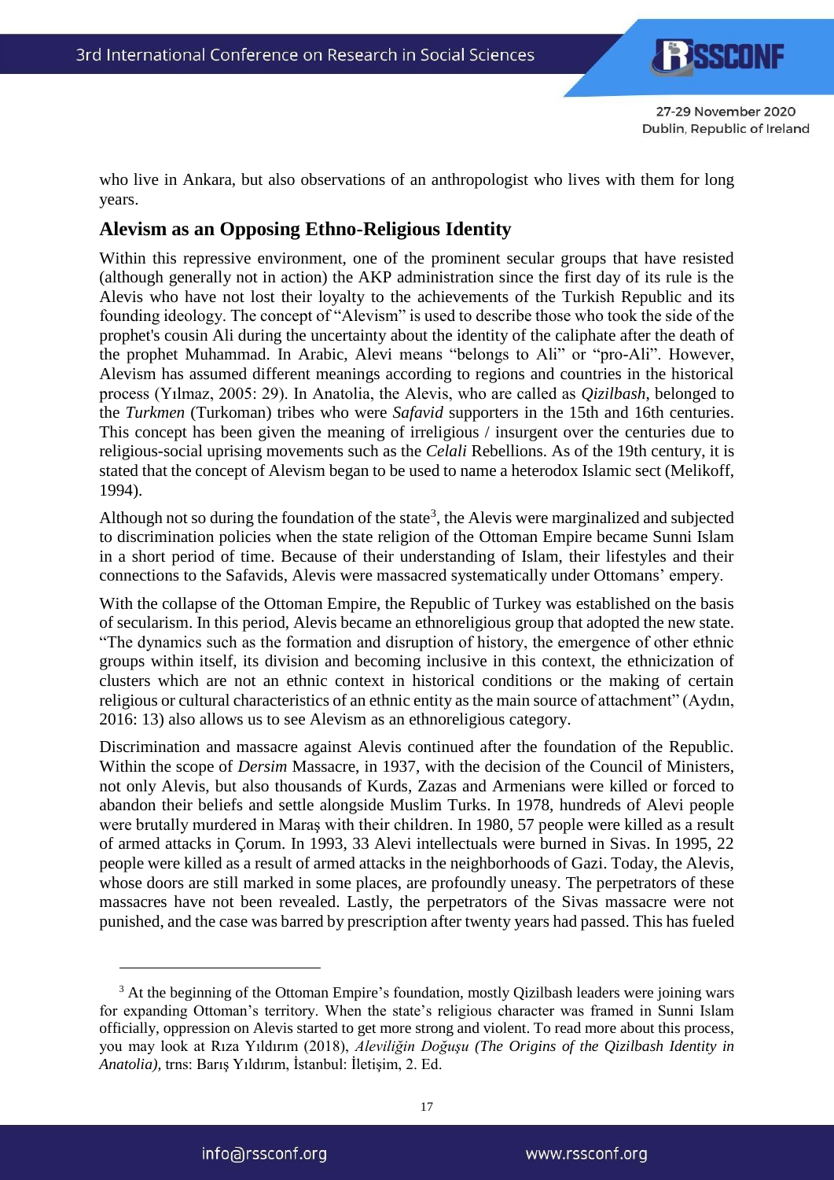who live in Ankara, but also observations of an anthropologist who lives with them for long years.

## Alevism as an Opposing Ethno-Religious Identity

Within this repressive environment, one of the prominent secular groups that have resisted (although generally not in action) the AKP administration since the first day of its rule is the Alevis who have not lost their loyalty to the achievements of the Turkish Republic and its founding ideology. The concept of "Alevism" is used to describe those who took the side of the prophet's cousin Ali during the uncertainty about the identity of the caliphate after the death of the prophet Muhammad. In Arabic, Alevi means "belongs to Ali" or "pro-Ali". However, Alevism has assumed different meanings according to regions and countries in the historical process (Yılmaz, 2005: 29). In Anatolia, the Alevis, who are called as *Qizilbash*, belonged to the *Turkmen* (Turkoman) tribes who were *Safavid* supporters in the 15th and 16th centuries. This concept has been given the meaning of irreligious / insurgent over the centuries due to religious-social uprising movements such as the *Celali* Rebellions. As of the 19th century, it is stated that the concept of Alevism began to be used to name a heterodox Islamic sect (Melikoff, 1994).

Although not so during the foundation of the state[3], the Alevis were marginalized and subjected to discrimination policies when the state religion of the Ottoman Empire became Sunni Islam in a short period of time. Because of their understanding of Islam, their lifestyles and their connections to the Safavids, Alevis were massacred systematically under Ottomans' empery.

With the collapse of the Ottoman Empire, the Republic of Turkey was established on the basis of secularism. In this period, Alevis became an ethnoreligious group that adopted the new state. "The dynamics such as the formation and disruption of history, the emergence of other ethnic groups within itself, its division and becoming inclusive in this context, the ethnicization of clusters which are not an ethnic context in historical conditions or the making of certain religious or cultural characteristics of an ethnic entity as the main source of attachment" (Aydın, 2016: 13) also allows us to see Alevism as an ethnoreligious category.

Discrimination and massacre against Alevis continued after the foundation of the Republic. Within the scope of *Dersim* Massacre, in 1937, with the decision of the Council of Ministers, not only Alevis, but also thousands of Kurds, Zazas and Armenians were killed or forced to abandon their beliefs and settle alongside Muslim Turks. In 1978, hundreds of Alevi people were brutally murdered in Maraş with their children. In 1980, 57 people were killed as a result of armed attacks in Çorum. In 1993, 33 Alevi intellectuals were burned in Sivas. In 1995, 22 people were killed as a result of armed attacks in the neighborhoods of Gazi. Today, the Alevis, whose doors are still marked in some places, are profoundly uneasy. The perpetrators of these massacres have not been revealed. Lastly, the perpetrators of the Sivas massacre were not punished, and the case was barred by prescription after twenty years had passed. This has fueled

[3] At the beginning of the Ottoman Empire's foundation, mostly Qizilbash leaders were joining wars for expanding Ottoman's territory. When the state's religious character was framed in Sunni Islam officially, oppression on Alevis started to get more strong and violent. To read more about this process, you may look at Rıza Yıldırım (2018), *Aleviliğin Doğuşu (The Origins of the Qizilbash Identity in Anatolia)*, trns: Barış Yıldırım, İstanbul: İletişim, 2. Ed.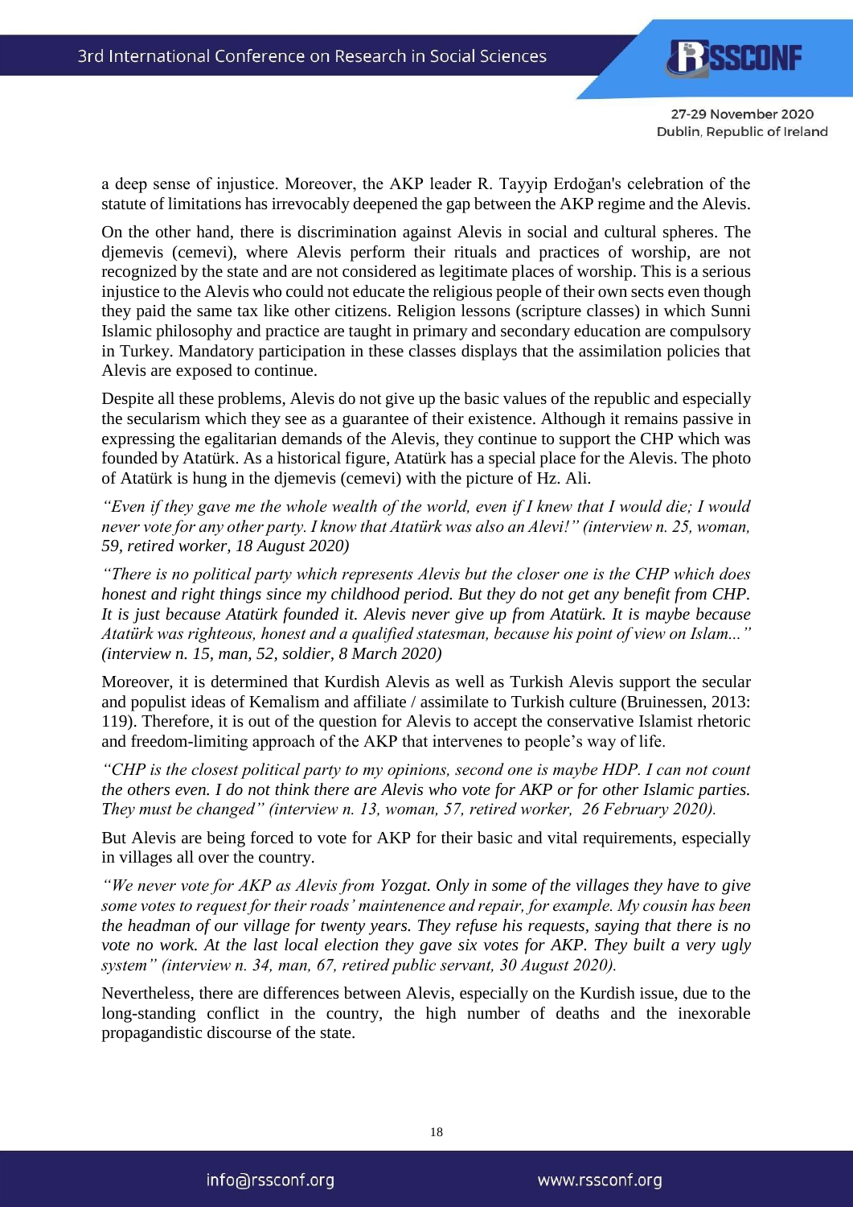a deep sense of injustice. Moreover, the AKP leader R. Tayyip Erdoğan's celebration of the statute of limitations has irrevocably deepened the gap between the AKP regime and the Alevis.

On the other hand, there is discrimination against Alevis in social and cultural spheres. The djemevis (cemevi), where Alevis perform their rituals and practices of worship, are not recognized by the state and are not considered as legitimate places of worship. This is a serious injustice to the Alevis who could not educate the religious people of their own sects even though they paid the same tax like other citizens. Religion lessons (scripture classes) in which Sunni Islamic philosophy and practice are taught in primary and secondary education are compulsory in Turkey. Mandatory participation in these classes displays that the assimilation policies that Alevis are exposed to continue.

Despite all these problems, Alevis do not give up the basic values of the republic and especially the secularism which they see as a guarantee of their existence. Although it remains passive in expressing the egalitarian demands of the Alevis, they continue to support the CHP which was founded by Atatürk. As a historical figure, Atatürk has a special place for the Alevis. The photo of Atatürk is hung in the djemevis (cemevi) with the picture of Hz. Ali.

*"Even if they gave me the whole wealth of the world, even if I knew that I would die; I would never vote for any other party. I know that Atatürk was also an Alevi!" (interview n. 25, woman, 59, retired worker, 18 August 2020)*

*"There is no political party which represents Alevis but the closer one is the CHP which does honest and right things since my childhood period. But they do not get any benefit from CHP. It is just because Atatürk founded it. Alevis never give up from Atatürk. It is maybe because Atatürk was righteous, honest and a qualified statesman, because his point of view on Islam..." (interview n. 15, man, 52, soldier, 8 March 2020)*

Moreover, it is determined that Kurdish Alevis as well as Turkish Alevis support the secular and populist ideas of Kemalism and affiliate / assimilate to Turkish culture (Bruinessen, 2013: 119). Therefore, it is out of the question for Alevis to accept the conservative Islamist rhetoric and freedom-limiting approach of the AKP that intervenes to people's way of life.

*"CHP is the closest political party to my opinions, second one is maybe HDP. I can not count the others even. I do not think there are Alevis who vote for AKP or for other Islamic parties. They must be changed" (interview n. 13, woman, 57, retired worker, 26 February 2020).*

But Alevis are being forced to vote for AKP for their basic and vital requirements, especially in villages all over the country.

*"We never vote for AKP as Alevis from Yozgat. Only in some of the villages they have to give some votes to request for their roads' maintenence and repair, for example. My cousin has been the headman of our village for twenty years. They refuse his requests, saying that there is no vote no work. At the last local election they gave six votes for AKP. They built a very ugly system" (interview n. 34, man, 67, retired public servant, 30 August 2020).*

Nevertheless, there are differences between Alevis, especially on the Kurdish issue, due to the long-standing conflict in the country, the high number of deaths and the inexorable propagandistic discourse of the state.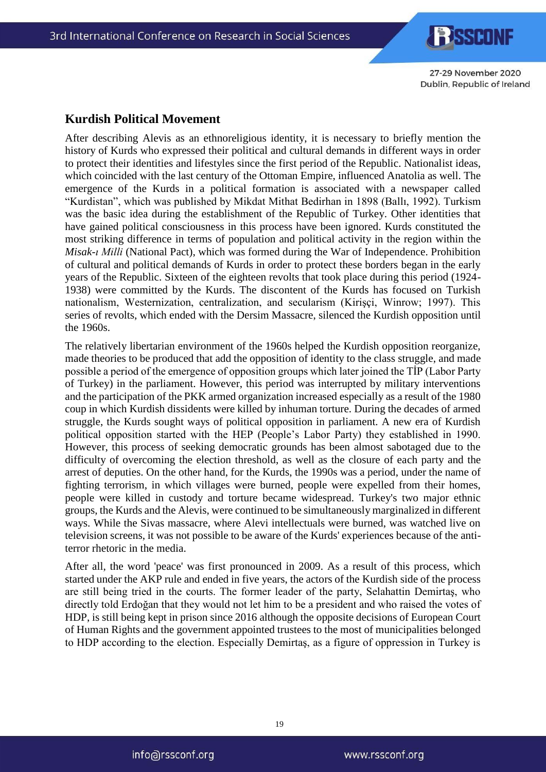## Kurdish Political Movement

After describing Alevis as an ethnoreligious identity, it is necessary to briefly mention the history of Kurds who expressed their political and cultural demands in different ways in order to protect their identities and lifestyles since the first period of the Republic. Nationalist ideas, which coincided with the last century of the Ottoman Empire, influenced Anatolia as well. The emergence of the Kurds in a political formation is associated with a newspaper called "Kurdistan", which was published by Mikdat Mithat Bedirhan in 1898 (Ballı, 1992). Turkism was the basic idea during the establishment of the Republic of Turkey. Other identities that have gained political consciousness in this process have been ignored. Kurds constituted the most striking difference in terms of population and political activity in the region within the *Misak-ı Milli* (National Pact), which was formed during the War of Independence. Prohibition of cultural and political demands of Kurds in order to protect these borders began in the early years of the Republic. Sixteen of the eighteen revolts that took place during this period (1924-1938) were committed by the Kurds. The discontent of the Kurds has focused on Turkish nationalism, Westernization, centralization, and secularism (Kirişçi, Winrow; 1997). This series of revolts, which ended with the Dersim Massacre, silenced the Kurdish opposition until the 1960s.

The relatively libertarian environment of the 1960s helped the Kurdish opposition reorganize, made theories to be produced that add the opposition of identity to the class struggle, and made possible a period of the emergence of opposition groups which later joined the TİP (Labor Party of Turkey) in the parliament. However, this period was interrupted by military interventions and the participation of the PKK armed organization increased especially as a result of the 1980 coup in which Kurdish dissidents were killed by inhuman torture. During the decades of armed struggle, the Kurds sought ways of political opposition in parliament. A new era of Kurdish political opposition started with the HEP (People's Labor Party) they established in 1990. However, this process of seeking democratic grounds has been almost sabotaged due to the difficulty of overcoming the election threshold, as well as the closure of each party and the arrest of deputies. On the other hand, for the Kurds, the 1990s was a period, under the name of fighting terrorism, in which villages were burned, people were expelled from their homes, people were killed in custody and torture became widespread. Turkey's two major ethnic groups, the Kurds and the Alevis, were continued to be simultaneously marginalized in different ways. While the Sivas massacre, where Alevi intellectuals were burned, was watched live on television screens, it was not possible to be aware of the Kurds' experiences because of the anti-terror rhetoric in the media.

After all, the word 'peace' was first pronounced in 2009. As a result of this process, which started under the AKP rule and ended in five years, the actors of the Kurdish side of the process are still being tried in the courts. The former leader of the party, Selahattin Demirtaş, who directly told Erdoğan that they would not let him to be a president and who raised the votes of HDP, is still being kept in prison since 2016 although the opposite decisions of European Court of Human Rights and the government appointed trustees to the most of municipalities belonged to HDP according to the election. Especially Demirtaş, as a figure of oppression in Turkey is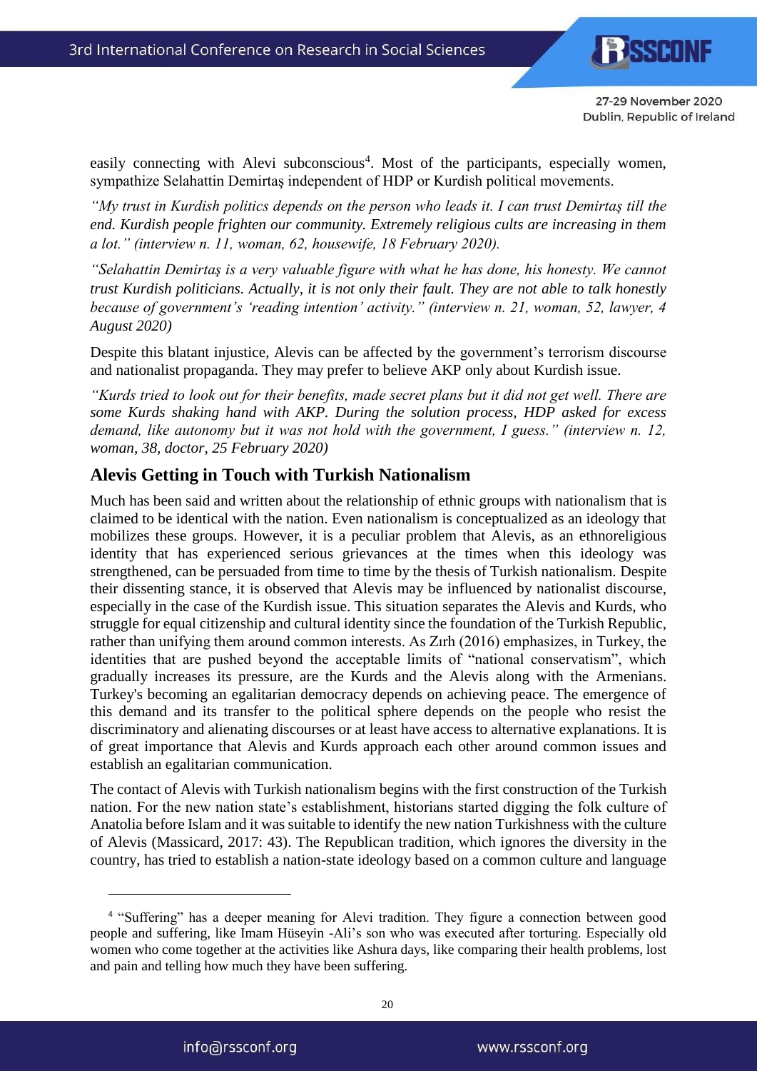easily connecting with Alevi subconscious[4]. Most of the participants, especially women, sympathize Selahattin Demirtaş independent of HDP or Kurdish political movements.

*"My trust in Kurdish politics depends on the person who leads it. I can trust Demirtaş till the end. Kurdish people frighten our community. Extremely religious cults are increasing in them a lot." (interview n. 11, woman, 62, housewife, 18 February 2020).*

*"Selahattin Demirtaş is a very valuable figure with what he has done, his honesty. We cannot trust Kurdish politicians. Actually, it is not only their fault. They are not able to talk honestly because of government's 'reading intention' activity." (interview n. 21, woman, 52, lawyer, 4 August 2020)*

Despite this blatant injustice, Alevis can be affected by the government's terrorism discourse and nationalist propaganda. They may prefer to believe AKP only about Kurdish issue.

*"Kurds tried to look out for their benefits, made secret plans but it did not get well. There are some Kurds shaking hand with AKP. During the solution process, HDP asked for excess demand, like autonomy but it was not hold with the government, I guess." (interview n. 12, woman, 38, doctor, 25 February 2020)*

## Alevis Getting in Touch with Turkish Nationalism

Much has been said and written about the relationship of ethnic groups with nationalism that is claimed to be identical with the nation. Even nationalism is conceptualized as an ideology that mobilizes these groups. However, it is a peculiar problem that Alevis, as an ethnoreligious identity that has experienced serious grievances at the times when this ideology was strengthened, can be persuaded from time to time by the thesis of Turkish nationalism. Despite their dissenting stance, it is observed that Alevis may be influenced by nationalist discourse, especially in the case of the Kurdish issue. This situation separates the Alevis and Kurds, who struggle for equal citizenship and cultural identity since the foundation of the Turkish Republic, rather than unifying them around common interests. As Zırh (2016) emphasizes, in Turkey, the identities that are pushed beyond the acceptable limits of "national conservatism", which gradually increases its pressure, are the Kurds and the Alevis along with the Armenians. Turkey's becoming an egalitarian democracy depends on achieving peace. The emergence of this demand and its transfer to the political sphere depends on the people who resist the discriminatory and alienating discourses or at least have access to alternative explanations. It is of great importance that Alevis and Kurds approach each other around common issues and establish an egalitarian communication.

The contact of Alevis with Turkish nationalism begins with the first construction of the Turkish nation. For the new nation state's establishment, historians started digging the folk culture of Anatolia before Islam and it was suitable to identify the new nation Turkishness with the culture of Alevis (Massicard, 2017: 43). The Republican tradition, which ignores the diversity in the country, has tried to establish a nation-state ideology based on a common culture and language

---

[4] "Suffering" has a deeper meaning for Alevi tradition. They figure a connection between good people and suffering, like Imam Hüseyin -Ali's son who was executed after torturing. Especially old women who come together at the activities like Ashura days, like comparing their health problems, lost and pain and telling how much they have been suffering.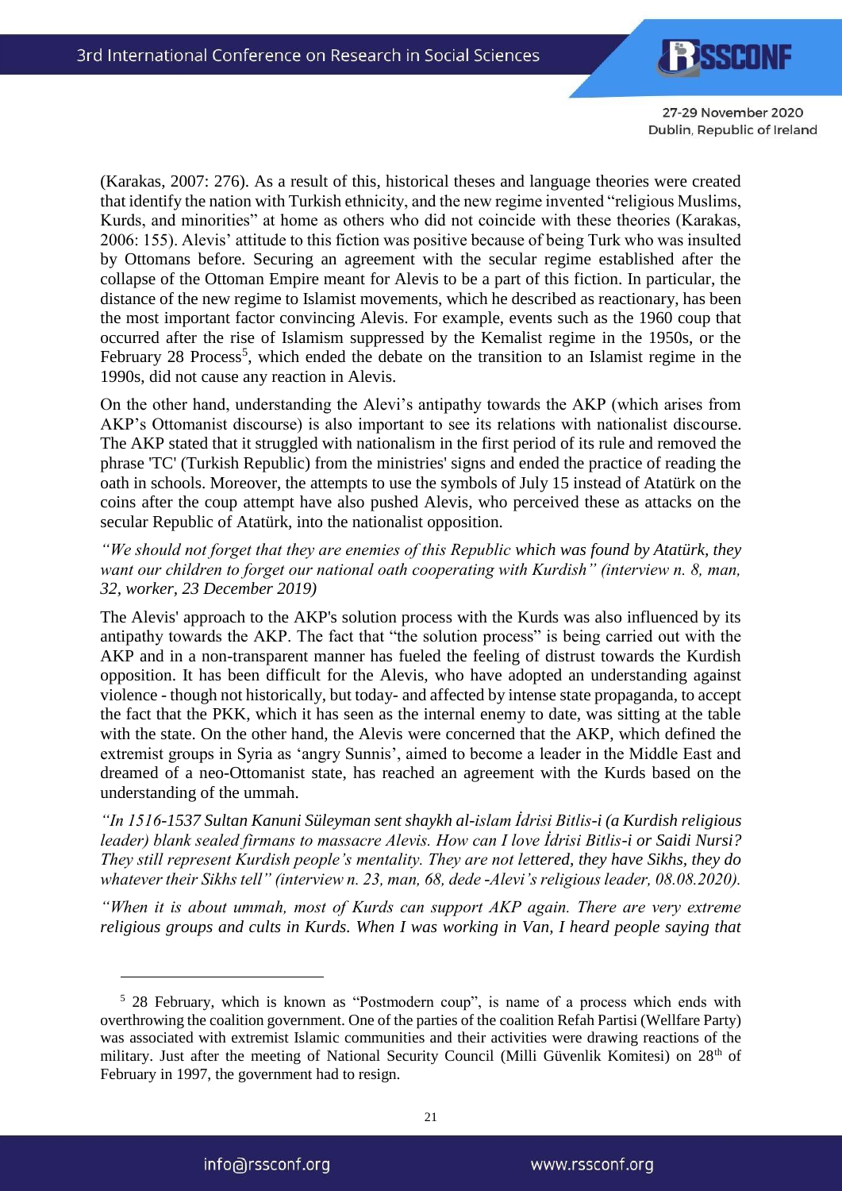(Karakas, 2007: 276). As a result of this, historical theses and language theories were created that identify the nation with Turkish ethnicity, and the new regime invented "religious Muslims, Kurds, and minorities" at home as others who did not coincide with these theories (Karakas, 2006: 155). Alevis' attitude to this fiction was positive because of being Turk who was insulted by Ottomans before. Securing an agreement with the secular regime established after the collapse of the Ottoman Empire meant for Alevis to be a part of this fiction. In particular, the distance of the new regime to Islamist movements, which he described as reactionary, has been the most important factor convincing Alevis. For example, events such as the 1960 coup that occurred after the rise of Islamism suppressed by the Kemalist regime in the 1950s, or the February 28 Process[5], which ended the debate on the transition to an Islamist regime in the 1990s, did not cause any reaction in Alevis.

On the other hand, understanding the Alevi's antipathy towards the AKP (which arises from AKP's Ottomanist discourse) is also important to see its relations with nationalist discourse. The AKP stated that it struggled with nationalism in the first period of its rule and removed the phrase 'TC' (Turkish Republic) from the ministries' signs and ended the practice of reading the oath in schools. Moreover, the attempts to use the symbols of July 15 instead of Atatürk on the coins after the coup attempt have also pushed Alevis, who perceived these as attacks on the secular Republic of Atatürk, into the nationalist opposition.

*"We should not forget that they are enemies of this Republic which was found by Atatürk, they want our children to forget our national oath cooperating with Kurdish" (interview n. 8, man, 32, worker, 23 December 2019)*

The Alevis' approach to the AKP's solution process with the Kurds was also influenced by its antipathy towards the AKP. The fact that "the solution process" is being carried out with the AKP and in a non-transparent manner has fueled the feeling of distrust towards the Kurdish opposition. It has been difficult for the Alevis, who have adopted an understanding against violence - though not historically, but today- and affected by intense state propaganda, to accept the fact that the PKK, which it has seen as the internal enemy to date, was sitting at the table with the state. On the other hand, the Alevis were concerned that the AKP, which defined the extremist groups in Syria as 'angry Sunnis', aimed to become a leader in the Middle East and dreamed of a neo-Ottomanist state, has reached an agreement with the Kurds based on the understanding of the ummah.

*"In 1516-1537 Sultan Kanuni Süleyman sent shaykh al-islam İdrisi Bitlis-i (a Kurdish religious leader) blank sealed firmans to massacre Alevis. How can I love İdrisi Bitlis-i or Saidi Nursi? They still represent Kurdish people's mentality. They are not lettered, they have Sikhs, they do whatever their Sikhs tell" (interview n. 23, man, 68, dede -Alevi's religious leader, 08.08.2020).*

*"When it is about ummah, most of Kurds can support AKP again. There are very extreme religious groups and cults in Kurds. When I was working in Van, I heard people saying that*

[5] 28 February, which is known as "Postmodern coup", is name of a process which ends with overthrowing the coalition government. One of the parties of the coalition Refah Partisi (Wellfare Party) was associated with extremist Islamic communities and their activities were drawing reactions of the military. Just after the meeting of National Security Council (Milli Güvenlik Komitesi) on 28th of February in 1997, the government had to resign.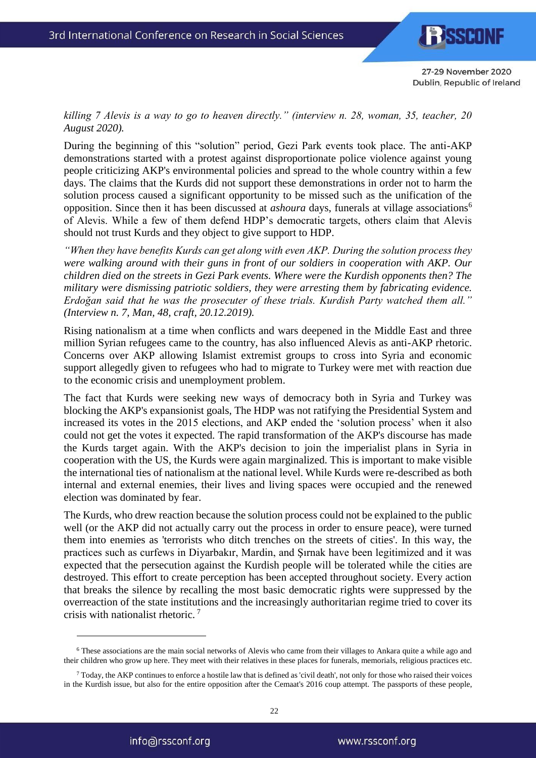*killing 7 Alevis is a way to go to heaven directly." (interview n. 28, woman, 35, teacher, 20 August 2020).*

During the beginning of this "solution" period, Gezi Park events took place. The anti-AKP demonstrations started with a protest against disproportionate police violence against young people criticizing AKP's environmental policies and spread to the whole country within a few days. The claims that the Kurds did not support these demonstrations in order not to harm the solution process caused a significant opportunity to be missed such as the unification of the opposition. Since then it has been discussed at *ashoura* days, funerals at village associations[6] of Alevis. While a few of them defend HDP's democratic targets, others claim that Alevis should not trust Kurds and they object to give support to HDP.

*"When they have benefits Kurds can get along with even AKP. During the solution process they were walking around with their guns in front of our soldiers in cooperation with AKP. Our children died on the streets in Gezi Park events. Where were the Kurdish opponents then? The military were dismissing patriotic soldiers, they were arresting them by fabricating evidence. Erdoğan said that he was the prosecuter of these trials. Kurdish Party watched them all." (Interview n. 7, Man, 48, craft, 20.12.2019).*

Rising nationalism at a time when conflicts and wars deepened in the Middle East and three million Syrian refugees came to the country, has also influenced Alevis as anti-AKP rhetoric. Concerns over AKP allowing Islamist extremist groups to cross into Syria and economic support allegedly given to refugees who had to migrate to Turkey were met with reaction due to the economic crisis and unemployment problem.

The fact that Kurds were seeking new ways of democracy both in Syria and Turkey was blocking the AKP's expansionist goals, The HDP was not ratifying the Presidential System and increased its votes in the 2015 elections, and AKP ended the 'solution process' when it also could not get the votes it expected. The rapid transformation of the AKP's discourse has made the Kurds target again. With the AKP's decision to join the imperialist plans in Syria in cooperation with the US, the Kurds were again marginalized. This is important to make visible the international ties of nationalism at the national level. While Kurds were re-described as both internal and external enemies, their lives and living spaces were occupied and the renewed election was dominated by fear.

The Kurds, who drew reaction because the solution process could not be explained to the public well (or the AKP did not actually carry out the process in order to ensure peace), were turned them into enemies as 'terrorists who ditch trenches on the streets of cities'. In this way, the practices such as curfews in Diyarbakır, Mardin, and Şırnak have been legitimized and it was expected that the persecution against the Kurdish people will be tolerated while the cities are destroyed. This effort to create perception has been accepted throughout society. Every action that breaks the silence by recalling the most basic democratic rights were suppressed by the overreaction of the state institutions and the increasingly authoritarian regime tried to cover its crisis with nationalist rhetoric. [7]

---

[6] These associations are the main social networks of Alevis who came from their villages to Ankara quite a while ago and their children who grow up here. They meet with their relatives in these places for funerals, memorials, religious practices etc.

[7] Today, the AKP continues to enforce a hostile law that is defined as 'civil death', not only for those who raised their voices in the Kurdish issue, but also for the entire opposition after the Cemaat's 2016 coup attempt. The passports of these people,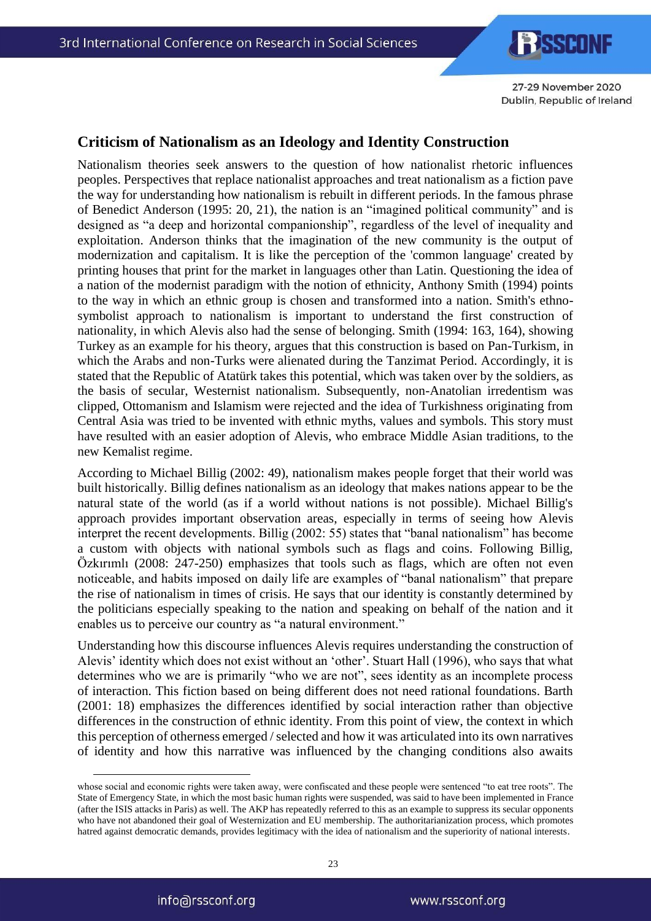## Criticism of Nationalism as an Ideology and Identity Construction

Nationalism theories seek answers to the question of how nationalist rhetoric influences peoples. Perspectives that replace nationalist approaches and treat nationalism as a fiction pave the way for understanding how nationalism is rebuilt in different periods. In the famous phrase of Benedict Anderson (1995: 20, 21), the nation is an "imagined political community" and is designed as "a deep and horizontal companionship", regardless of the level of inequality and exploitation. Anderson thinks that the imagination of the new community is the output of modernization and capitalism. It is like the perception of the 'common language' created by printing houses that print for the market in languages other than Latin. Questioning the idea of a nation of the modernist paradigm with the notion of ethnicity, Anthony Smith (1994) points to the way in which an ethnic group is chosen and transformed into a nation. Smith's ethno-symbolist approach to nationalism is important to understand the first construction of nationality, in which Alevis also had the sense of belonging. Smith (1994: 163, 164), showing Turkey as an example for his theory, argues that this construction is based on Pan-Turkism, in which the Arabs and non-Turks were alienated during the Tanzimat Period. Accordingly, it is stated that the Republic of Atatürk takes this potential, which was taken over by the soldiers, as the basis of secular, Westernist nationalism. Subsequently, non-Anatolian irredentism was clipped, Ottomanism and Islamism were rejected and the idea of Turkishness originating from Central Asia was tried to be invented with ethnic myths, values and symbols. This story must have resulted with an easier adoption of Alevis, who embrace Middle Asian traditions, to the new Kemalist regime.

According to Michael Billig (2002: 49), nationalism makes people forget that their world was built historically. Billig defines nationalism as an ideology that makes nations appear to be the natural state of the world (as if a world without nations is not possible). Michael Billig's approach provides important observation areas, especially in terms of seeing how Alevis interpret the recent developments. Billig (2002: 55) states that "banal nationalism" has become a custom with objects with national symbols such as flags and coins. Following Billig, Özkırımlı (2008: 247-250) emphasizes that tools such as flags, which are often not even noticeable, and habits imposed on daily life are examples of "banal nationalism" that prepare the rise of nationalism in times of crisis. He says that our identity is constantly determined by the politicians especially speaking to the nation and speaking on behalf of the nation and it enables us to perceive our country as "a natural environment."

Understanding how this discourse influences Alevis requires understanding the construction of Alevis' identity which does not exist without an 'other'. Stuart Hall (1996), who says that what determines who we are is primarily "who we are not", sees identity as an incomplete process of interaction. This fiction based on being different does not need rational foundations. Barth (2001: 18) emphasizes the differences identified by social interaction rather than objective differences in the construction of ethnic identity. From this point of view, the context in which this perception of otherness emerged / selected and how it was articulated into its own narratives of identity and how this narrative was influenced by the changing conditions also awaits

---

whose social and economic rights were taken away, were confiscated and these people were sentenced "to eat tree roots". The State of Emergency State, in which the most basic human rights were suspended, was said to have been implemented in France (after the ISIS attacks in Paris) as well. The AKP has repeatedly referred to this as an example to suppress its secular opponents who have not abandoned their goal of Westernization and EU membership. The authoritarianization process, which promotes hatred against democratic demands, provides legitimacy with the idea of nationalism and the superiority of national interests.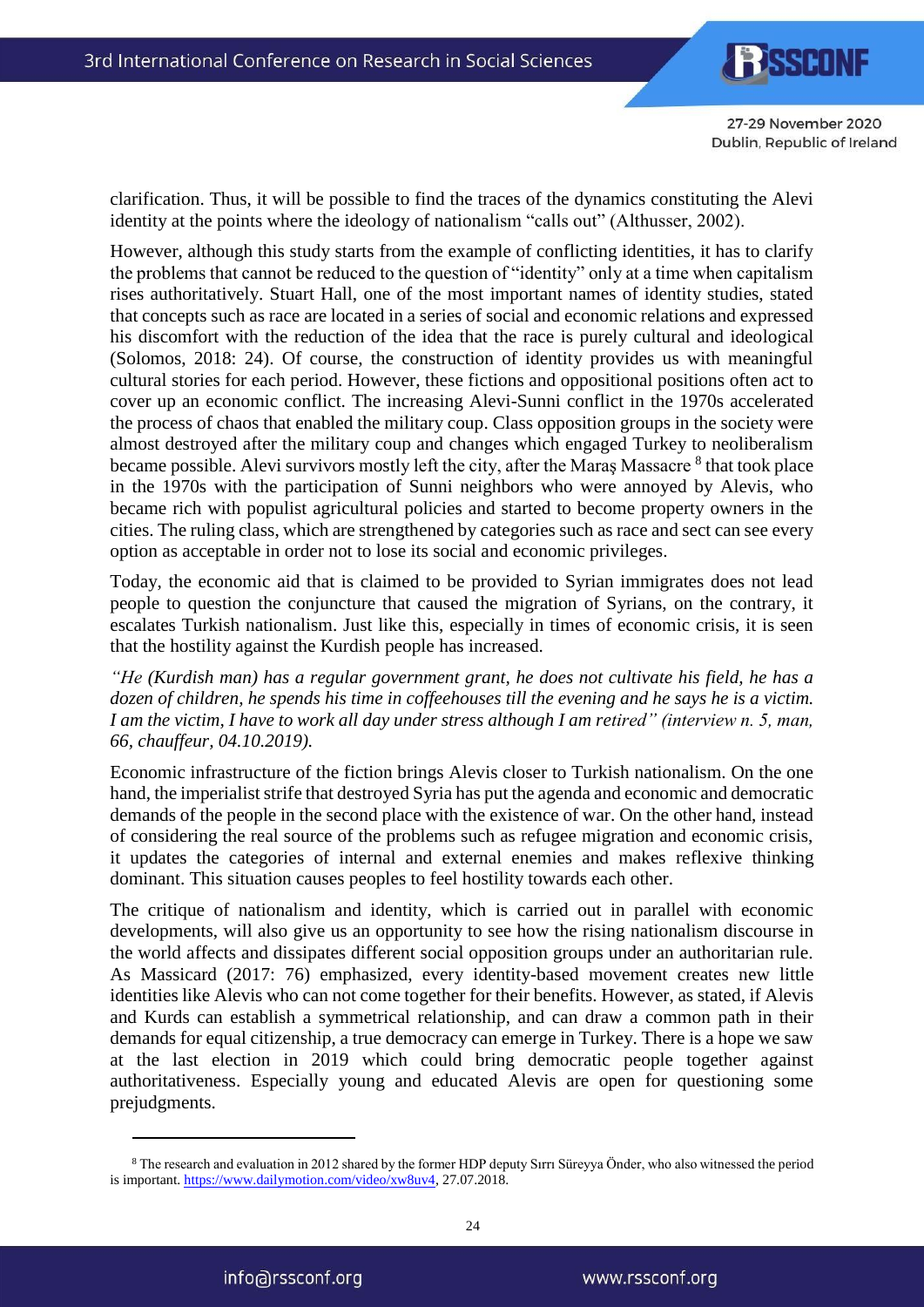clarification. Thus, it will be possible to find the traces of the dynamics constituting the Alevi identity at the points where the ideology of nationalism "calls out" (Althusser, 2002).

However, although this study starts from the example of conflicting identities, it has to clarify the problems that cannot be reduced to the question of "identity" only at a time when capitalism rises authoritatively. Stuart Hall, one of the most important names of identity studies, stated that concepts such as race are located in a series of social and economic relations and expressed his discomfort with the reduction of the idea that the race is purely cultural and ideological (Solomos, 2018: 24). Of course, the construction of identity provides us with meaningful cultural stories for each period. However, these fictions and oppositional positions often act to cover up an economic conflict. The increasing Alevi-Sunni conflict in the 1970s accelerated the process of chaos that enabled the military coup. Class opposition groups in the society were almost destroyed after the military coup and changes which engaged Turkey to neoliberalism became possible. Alevi survivors mostly left the city, after the Maraş Massacre [8] that took place in the 1970s with the participation of Sunni neighbors who were annoyed by Alevis, who became rich with populist agricultural policies and started to become property owners in the cities. The ruling class, which are strengthened by categories such as race and sect can see every option as acceptable in order not to lose its social and economic privileges.

Today, the economic aid that is claimed to be provided to Syrian immigrates does not lead people to question the conjuncture that caused the migration of Syrians, on the contrary, it escalates Turkish nationalism. Just like this, especially in times of economic crisis, it is seen that the hostility against the Kurdish people has increased.

*"He (Kurdish man) has a regular government grant, he does not cultivate his field, he has a dozen of children, he spends his time in coffeehouses till the evening and he says he is a victim. I am the victim, I have to work all day under stress although I am retired" (interview n. 5, man, 66, chauffeur, 04.10.2019).*

Economic infrastructure of the fiction brings Alevis closer to Turkish nationalism. On the one hand, the imperialist strife that destroyed Syria has put the agenda and economic and democratic demands of the people in the second place with the existence of war. On the other hand, instead of considering the real source of the problems such as refugee migration and economic crisis, it updates the categories of internal and external enemies and makes reflexive thinking dominant. This situation causes peoples to feel hostility towards each other.

The critique of nationalism and identity, which is carried out in parallel with economic developments, will also give us an opportunity to see how the rising nationalism discourse in the world affects and dissipates different social opposition groups under an authoritarian rule. As Massicard (2017: 76) emphasized, every identity-based movement creates new little identities like Alevis who can not come together for their benefits. However, as stated, if Alevis and Kurds can establish a symmetrical relationship, and can draw a common path in their demands for equal citizenship, a true democracy can emerge in Turkey. There is a hope we saw at the last election in 2019 which could bring democratic people together against authoritativeness. Especially young and educated Alevis are open for questioning some prejudgments.

---

[8] The research and evaluation in 2012 shared by the former HDP deputy Sırrı Süreyya Önder, who also witnessed the period is important. https://www.dailymotion.com/video/xw8uv4, 27.07.2018.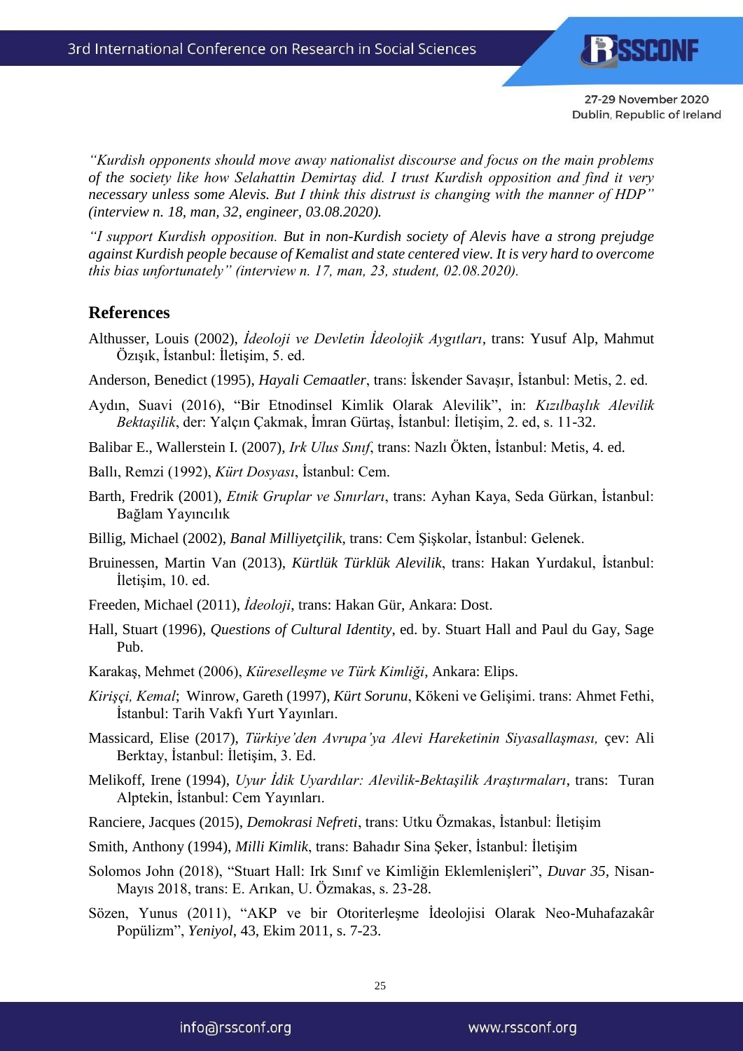*"Kurdish opponents should move away nationalist discourse and focus on the main problems of the society like how Selahattin Demirtaş did. I trust Kurdish opposition and find it very necessary unless some Alevis. But I think this distrust is changing with the manner of HDP" (interview n. 18, man, 32, engineer, 03.08.2020).*

*"I support Kurdish opposition. But in non-Kurdish society of Alevis have a strong prejudge against Kurdish people because of Kemalist and state centered view. It is very hard to overcome this bias unfortunately" (interview n. 17, man, 23, student, 02.08.2020).*

## References

Althusser, Louis (2002), *İdeoloji ve Devletin İdeolojik Aygıtları*, trans: Yusuf Alp, Mahmut Özışık, İstanbul: İletişim, 5. ed.

Anderson, Benedict (1995), *Hayali Cemaatler*, trans: İskender Savaşır, İstanbul: Metis, 2. ed.

Aydın, Suavi (2016), "Bir Etnodinsel Kimlik Olarak Alevilik", in: *Kızılbaşlık Alevilik Bektaşilik*, der: Yalçın Çakmak, İmran Gürtaş, İstanbul: İletişim, 2. ed, s. 11-32.

Balibar E., Wallerstein I. (2007), *Irk Ulus Sınıf*, trans: Nazlı Ökten, İstanbul: Metis, 4. ed.

Ballı, Remzi (1992), *Kürt Dosyası*, İstanbul: Cem.

Barth, Fredrik (2001), *Etnik Gruplar ve Sınırları*, trans: Ayhan Kaya, Seda Gürkan, İstanbul: Bağlam Yayıncılık

Billig, Michael (2002), *Banal Milliyetçilik*, trans: Cem Şişkolar, İstanbul: Gelenek.

Bruinessen, Martin Van (2013), *Kürtlük Türklük Alevilik*, trans: Hakan Yurdakul, İstanbul: İletişim, 10. ed.

Freeden, Michael (2011), *İdeoloji*, trans: Hakan Gür, Ankara: Dost.

Hall, Stuart (1996), *Questions of Cultural Identity*, ed. by. Stuart Hall and Paul du Gay, Sage Pub.

Karakaş, Mehmet (2006), *Küreselleşme ve Türk Kimliği*, Ankara: Elips.

*Kirişçi, Kemal*; Winrow, Gareth (1997), *Kürt Sorunu*, Kökeni ve Gelişimi. trans: Ahmet Fethi, İstanbul: Tarih Vakfı Yurt Yayınları.

Massicard, Elise (2017), *Türkiye'den Avrupa'ya Alevi Hareketinin Siyasallaşması,* çev: Ali Berktay, İstanbul: İletişim, 3. Ed.

Melikoff, Irene (1994), *Uyur İdik Uyardılar: Alevilik-Bektaşilik Araştırmaları*, trans: Turan Alptekin, İstanbul: Cem Yayınları.

Ranciere, Jacques (2015), *Demokrasi Nefreti*, trans: Utku Özmakas, İstanbul: İletişim

Smith, Anthony (1994), *Milli Kimlik*, trans: Bahadır Sina Şeker, İstanbul: İletişim

Solomos John (2018), "Stuart Hall: Irk Sınıf ve Kimliğin Eklemlenişleri", *Duvar 35*, Nisan-Mayıs 2018, trans: E. Arıkan, U. Özmakas, s. 23-28.

Sözen, Yunus (2011), "AKP ve bir Otoriterleşme İdeolojisi Olarak Neo-Muhafazakâr Popülizm", *Yeniyol*, 43, Ekim 2011, s. 7-23.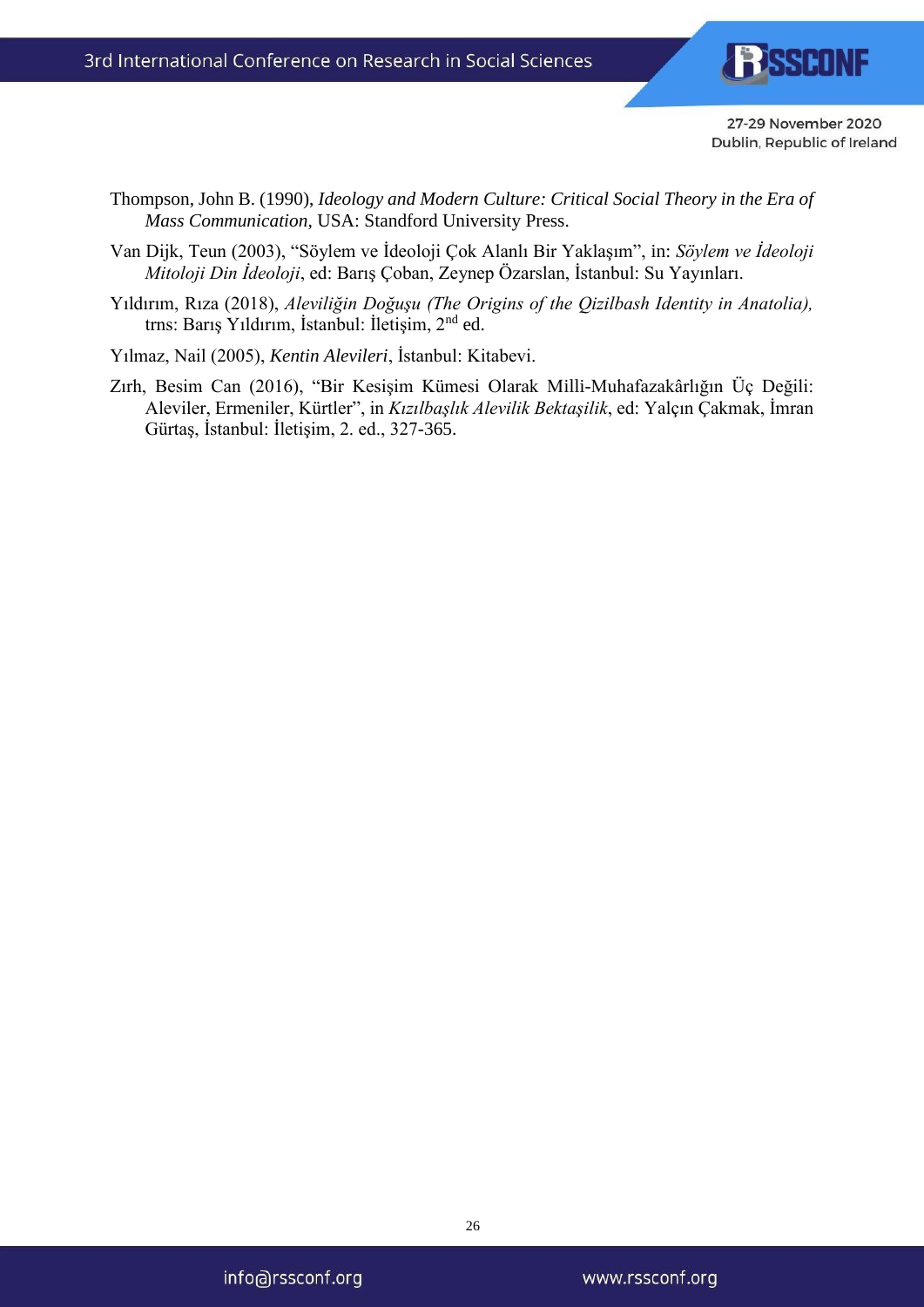Thompson, John B. (1990), *Ideology and Modern Culture: Critical Social Theory in the Era of Mass Communication*, USA: Standford University Press.

Van Dijk, Teun (2003), "Söylem ve İdeoloji Çok Alanlı Bir Yaklaşım", in: *Söylem ve İdeoloji Mitoloji Din İdeoloji*, ed: Barış Çoban, Zeynep Özarslan, İstanbul: Su Yayınları.

Yıldırım, Rıza (2018), *Aleviliğin Doğuşu (The Origins of the Qizilbash Identity in Anatolia),* trns: Barış Yıldırım, İstanbul: İletişim, 2nd ed.

Yılmaz, Nail (2005), *Kentin Alevileri*, İstanbul: Kitabevi.

Zırh, Besim Can (2016), "Bir Kesişim Kümesi Olarak Milli-Muhafazakârlığın Üç Değili: Aleviler, Ermeniler, Kürtler", in *Kızılbaşlık Alevilik Bektaşilik*, ed: Yalçın Çakmak, İmran Gürtaş, İstanbul: İletişim, 2. ed., 327-365.